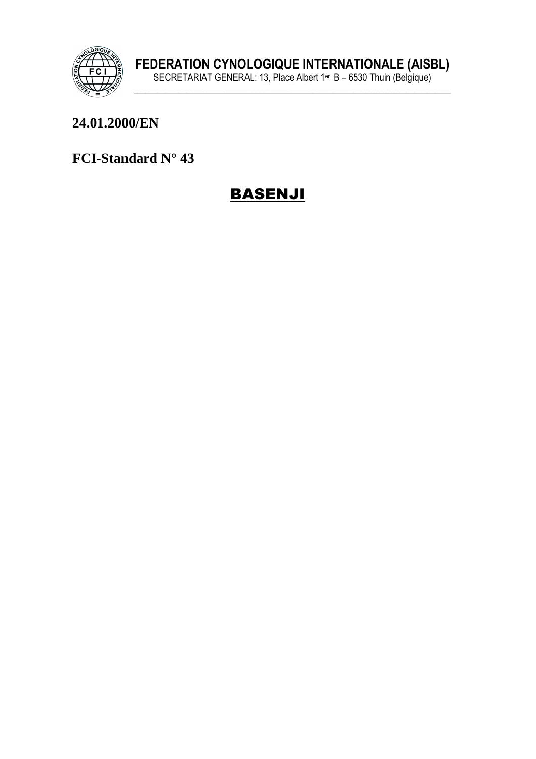**FEDERATION CYNOLOGIQUE INTERNATIONALE (AISBL)**

SECRETARIAT GENERAL: 13, Place Albert 1er B – 6530 Thuin (Belgique)

**24.01.2000/EN**

**FCI-Standard N° 43**

# BASENJI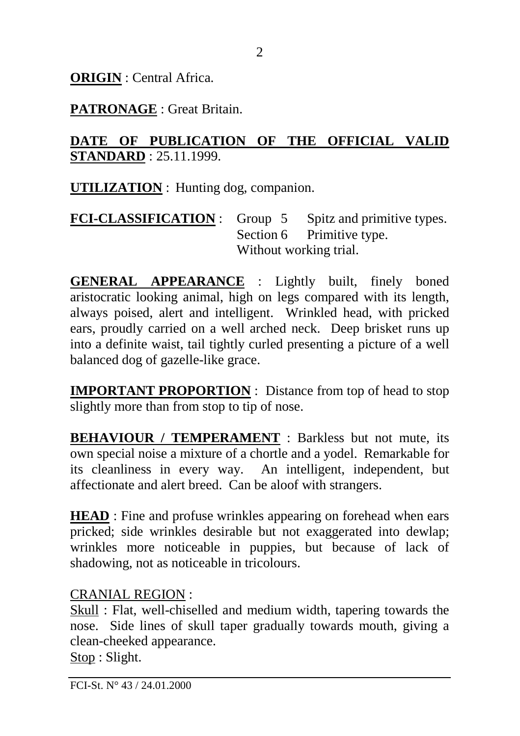**ORIGIN** : Central Africa.

**PATRONAGE** : Great Britain.

**DATE OF PUBLICATION OF THE OFFICIAL VALID STANDARD** : 25.11.1999.

**UTILIZATION** : Hunting dog, companion.

**FCI-CLASSIFICATION** : Group 5 Spitz and primitive types.
Section 6 Primitive type.
Without working trial.

**GENERAL APPEARANCE** : Lightly built, finely boned aristocratic looking animal, high on legs compared with its length, always poised, alert and intelligent. Wrinkled head, with pricked ears, proudly carried on a well arched neck. Deep brisket runs up into a definite waist, tail tightly curled presenting a picture of a well balanced dog of gazelle-like grace.

**IMPORTANT PROPORTION** : Distance from top of head to stop slightly more than from stop to tip of nose.

**BEHAVIOUR / TEMPERAMENT** : Barkless but not mute, its own special noise a mixture of a chortle and a yodel. Remarkable for its cleanliness in every way. An intelligent, independent, but affectionate and alert breed. Can be aloof with strangers.

**HEAD** : Fine and profuse wrinkles appearing on forehead when ears pricked; side wrinkles desirable but not exaggerated into dewlap; wrinkles more noticeable in puppies, but because of lack of shadowing, not as noticeable in tricolours.

CRANIAL REGION :

Skull : Flat, well-chiselled and medium width, tapering towards the nose. Side lines of skull taper gradually towards mouth, giving a clean-cheeked appearance.

Stop : Slight.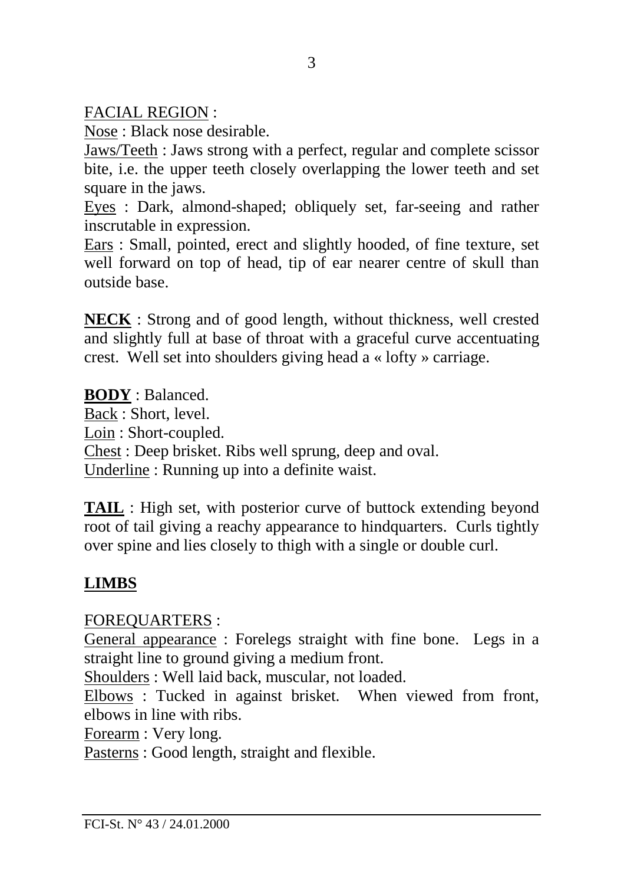FACIAL REGION :

Nose : Black nose desirable.

Jaws/Teeth : Jaws strong with a perfect, regular and complete scissor bite, i.e. the upper teeth closely overlapping the lower teeth and set square in the jaws.

Eyes : Dark, almond-shaped; obliquely set, far-seeing and rather inscrutable in expression.

Ears : Small, pointed, erect and slightly hooded, of fine texture, set well forward on top of head, tip of ear nearer centre of skull than outside base.

**NECK** : Strong and of good length, without thickness, well crested and slightly full at base of throat with a graceful curve accentuating crest. Well set into shoulders giving head a « lofty » carriage.

**BODY** : Balanced.

Back : Short, level.

Loin : Short-coupled.

Chest : Deep brisket. Ribs well sprung, deep and oval.

Underline : Running up into a definite waist.

**TAIL** : High set, with posterior curve of buttock extending beyond root of tail giving a reachy appearance to hindquarters. Curls tightly over spine and lies closely to thigh with a single or double curl.

## LIMBS

FOREQUARTERS :

General appearance : Forelegs straight with fine bone. Legs in a straight line to ground giving a medium front.

Shoulders : Well laid back, muscular, not loaded.

Elbows : Tucked in against brisket. When viewed from front, elbows in line with ribs.

Forearm : Very long.

Pasterns : Good length, straight and flexible.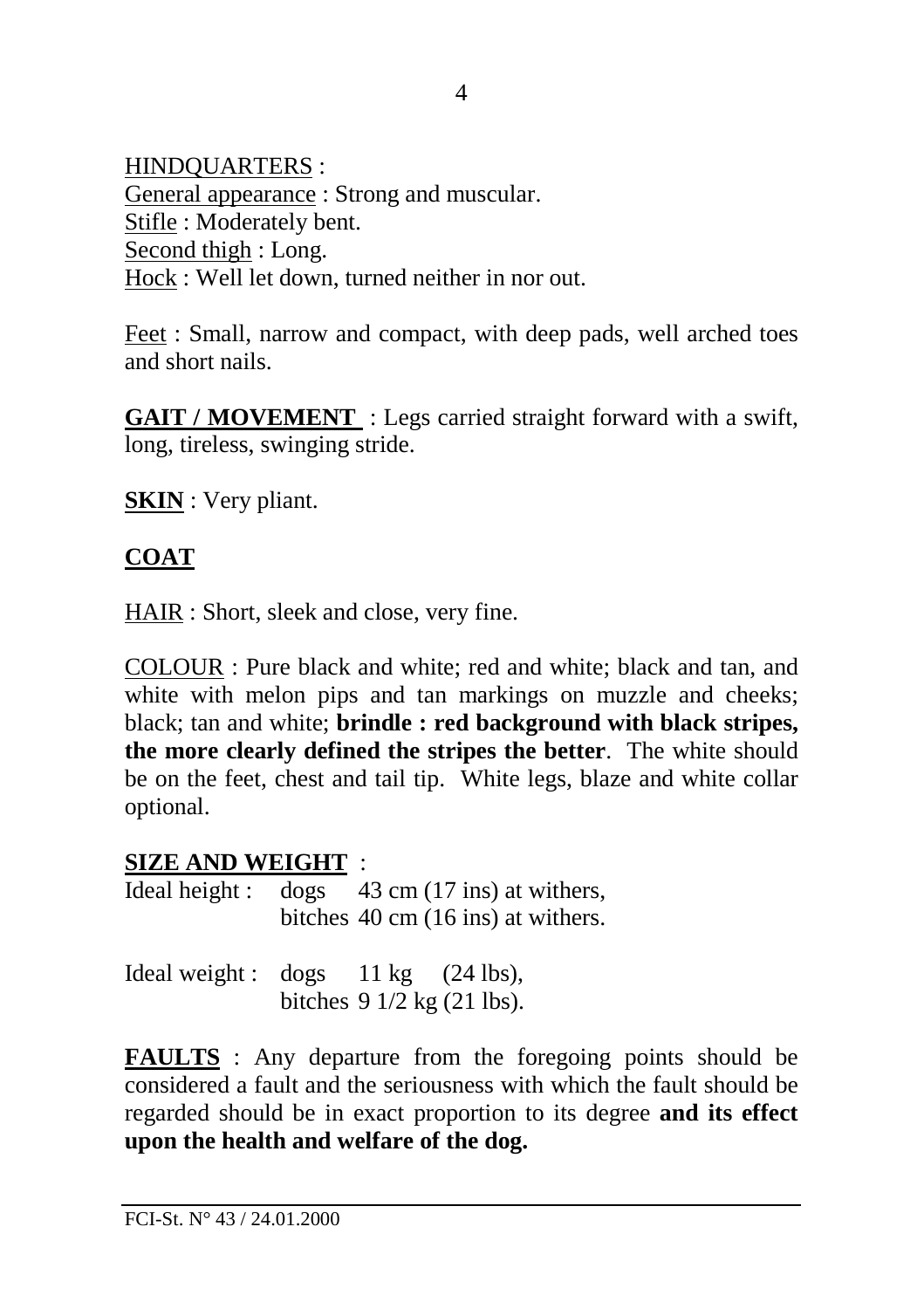HINDQUARTERS :
General appearance : Strong and muscular.
Stifle : Moderately bent.
Second thigh : Long.
Hock : Well let down, turned neither in nor out.

Feet : Small, narrow and compact, with deep pads, well arched toes and short nails.

**GAIT / MOVEMENT** : Legs carried straight forward with a swift, long, tireless, swinging stride.

**SKIN** : Very pliant.

## COAT

HAIR : Short, sleek and close, very fine.

COLOUR : Pure black and white; red and white; black and tan, and white with melon pips and tan markings on muzzle and cheeks; black; tan and white; **brindle : red background with black stripes, the more clearly defined the stripes the better**. The white should be on the feet, chest and tail tip. White legs, blaze and white collar optional.

**SIZE AND WEIGHT** :
Ideal height : dogs 43 cm (17 ins) at withers,
bitches 40 cm (16 ins) at withers.

Ideal weight : dogs 11 kg (24 lbs),
bitches 9 1/2 kg (21 lbs).

**FAULTS** : Any departure from the foregoing points should be considered a fault and the seriousness with which the fault should be regarded should be in exact proportion to its degree **and its effect upon the health and welfare of the dog.**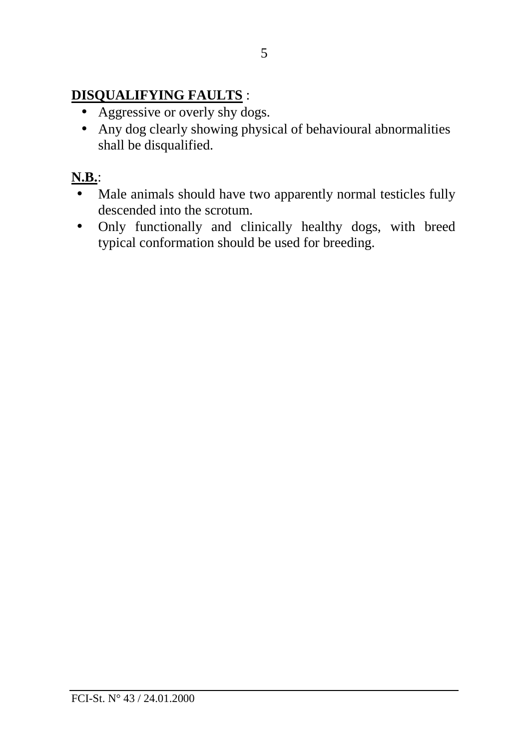**DISQUALIFYING FAULTS** :

- Aggressive or overly shy dogs.
- Any dog clearly showing physical of behavioural abnormalities shall be disqualified.

**N.B.**:

- Male animals should have two apparently normal testicles fully descended into the scrotum.
- Only functionally and clinically healthy dogs, with breed typical conformation should be used for breeding.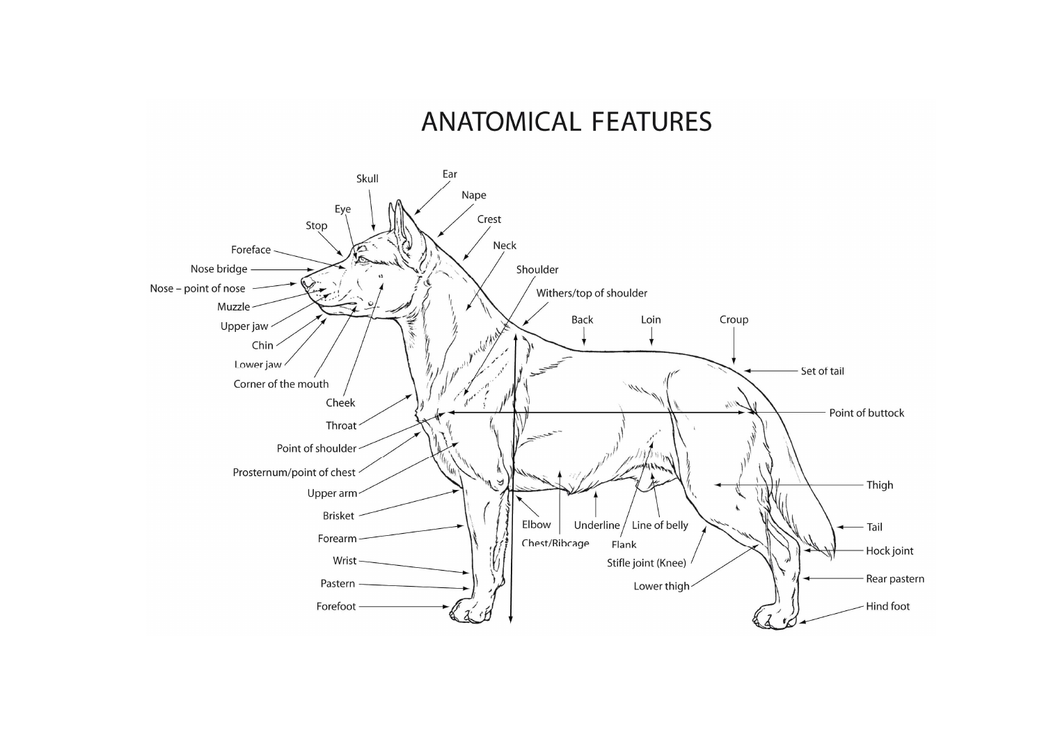# ANATOMICAL FEATURES

Skull
Ear
Nape
Eye
Stop
Crest
Neck
Foreface
Nose bridge
Nose – point of nose
Muzzle
Upper jaw
Chin
Lower jaw
Corner of the mouth
Cheek
Throat
Point of shoulder
Prosternum/point of chest
Upper arm
Brisket
Forearm
Wrist
Pastern
Forefoot
Shoulder
Withers/top of shoulder
Back
Loin
Croup
Set of tail
Point of buttock
Thigh
Tail
Hock joint
Rear pastern
Hind foot
Elbow
Chest/Ribcage
Underline
Line of belly
Flank
Stifle joint (Knee)
Lower thigh